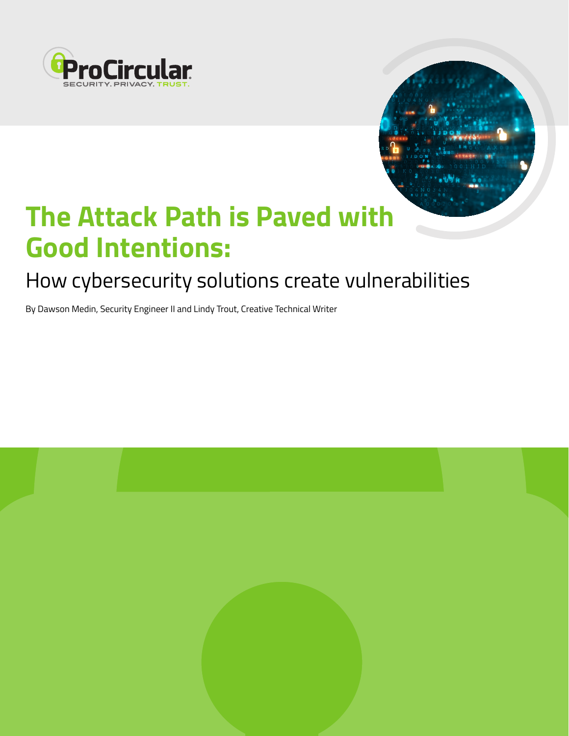# The Attack Path is Paved with Good Intentions:

## How cybersecurity solutions create vulnerabilities

By Dawson Medin, Security Engineer II and Lindy Trout, Creative Technical Writer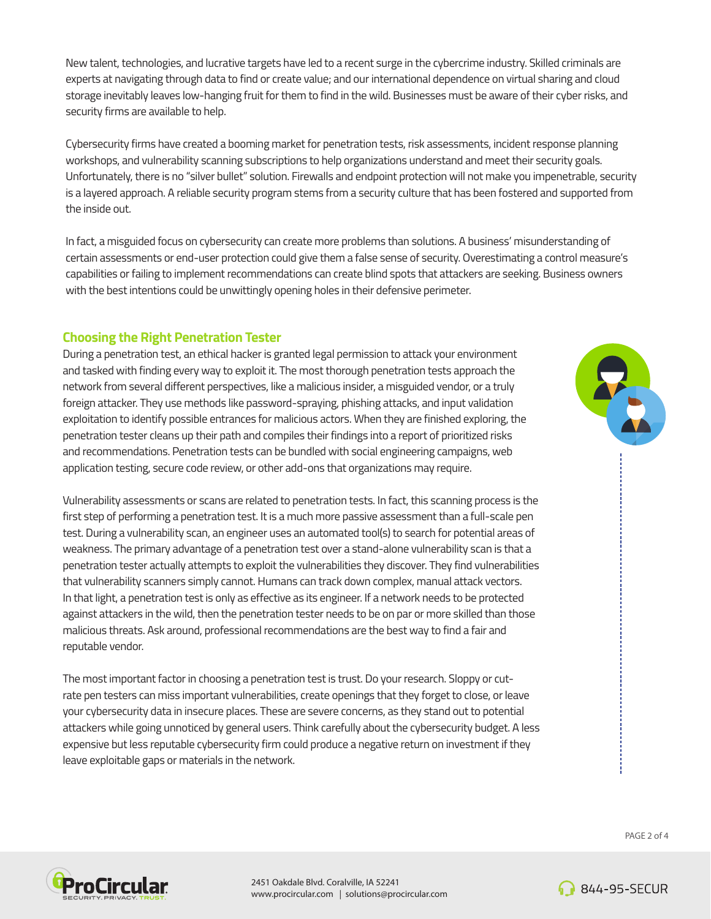New talent, technologies, and lucrative targets have led to a recent surge in the cybercrime industry. Skilled criminals are experts at navigating through data to find or create value; and our international dependence on virtual sharing and cloud storage inevitably leaves low-hanging fruit for them to find in the wild. Businesses must be aware of their cyber risks, and security firms are available to help.

Cybersecurity firms have created a booming market for penetration tests, risk assessments, incident response planning workshops, and vulnerability scanning subscriptions to help organizations understand and meet their security goals. Unfortunately, there is no "silver bullet" solution. Firewalls and endpoint protection will not make you impenetrable, security is a layered approach. A reliable security program stems from a security culture that has been fostered and supported from the inside out.

In fact, a misguided focus on cybersecurity can create more problems than solutions. A business' misunderstanding of certain assessments or end-user protection could give them a false sense of security. Overestimating a control measure's capabilities or failing to implement recommendations can create blind spots that attackers are seeking. Business owners with the best intentions could be unwittingly opening holes in their defensive perimeter.

## Choosing the Right Penetration Tester

During a penetration test, an ethical hacker is granted legal permission to attack your environment and tasked with finding every way to exploit it. The most thorough penetration tests approach the network from several different perspectives, like a malicious insider, a misguided vendor, or a truly foreign attacker. They use methods like password-spraying, phishing attacks, and input validation exploitation to identify possible entrances for malicious actors. When they are finished exploring, the penetration tester cleans up their path and compiles their findings into a report of prioritized risks and recommendations. Penetration tests can be bundled with social engineering campaigns, web application testing, secure code review, or other add-ons that organizations may require.

Vulnerability assessments or scans are related to penetration tests. In fact, this scanning process is the first step of performing a penetration test. It is a much more passive assessment than a full-scale pen test. During a vulnerability scan, an engineer uses an automated tool(s) to search for potential areas of weakness. The primary advantage of a penetration test over a stand-alone vulnerability scan is that a penetration tester actually attempts to exploit the vulnerabilities they discover. They find vulnerabilities that vulnerability scanners simply cannot. Humans can track down complex, manual attack vectors. In that light, a penetration test is only as effective as its engineer. If a network needs to be protected against attackers in the wild, then the penetration tester needs to be on par or more skilled than those malicious threats. Ask around, professional recommendations are the best way to find a fair and reputable vendor.

The most important factor in choosing a penetration test is trust. Do your research. Sloppy or cut-rate pen testers can miss important vulnerabilities, create openings that they forget to close, or leave your cybersecurity data in insecure places. These are severe concerns, as they stand out to potential attackers while going unnoticed by general users. Think carefully about the cybersecurity budget. A less expensive but less reputable cybersecurity firm could produce a negative return on investment if they leave exploitable gaps or materials in the network.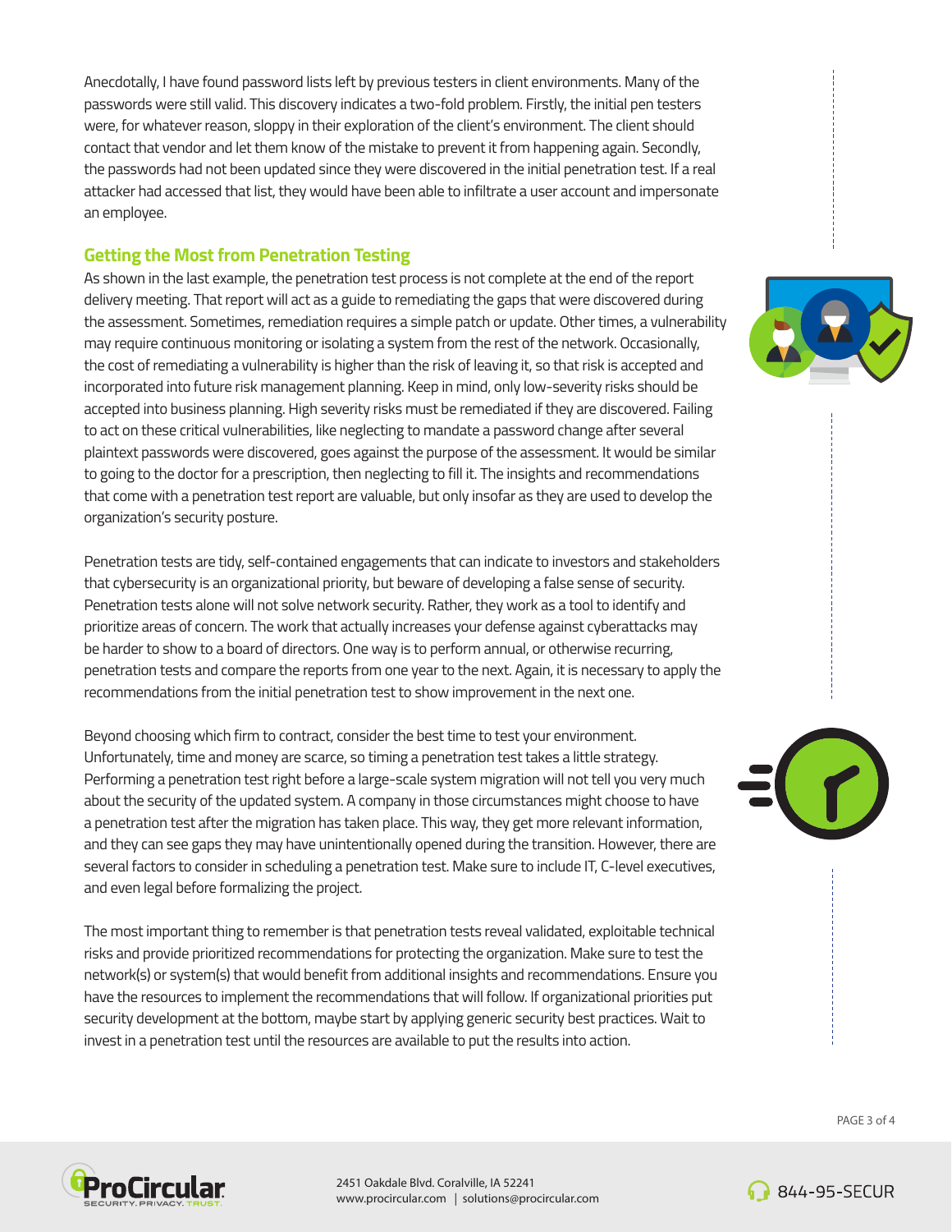Anecdotally, I have found password lists left by previous testers in client environments. Many of the passwords were still valid. This discovery indicates a two-fold problem. Firstly, the initial pen testers were, for whatever reason, sloppy in their exploration of the client's environment. The client should contact that vendor and let them know of the mistake to prevent it from happening again. Secondly, the passwords had not been updated since they were discovered in the initial penetration test. If a real attacker had accessed that list, they would have been able to infiltrate a user account and impersonate an employee.

## Getting the Most from Penetration Testing

As shown in the last example, the penetration test process is not complete at the end of the report delivery meeting. That report will act as a guide to remediating the gaps that were discovered during the assessment. Sometimes, remediation requires a simple patch or update. Other times, a vulnerability may require continuous monitoring or isolating a system from the rest of the network. Occasionally, the cost of remediating a vulnerability is higher than the risk of leaving it, so that risk is accepted and incorporated into future risk management planning. Keep in mind, only low-severity risks should be accepted into business planning. High severity risks must be remediated if they are discovered. Failing to act on these critical vulnerabilities, like neglecting to mandate a password change after several plaintext passwords were discovered, goes against the purpose of the assessment. It would be similar to going to the doctor for a prescription, then neglecting to fill it. The insights and recommendations that come with a penetration test report are valuable, but only insofar as they are used to develop the organization's security posture.

Penetration tests are tidy, self-contained engagements that can indicate to investors and stakeholders that cybersecurity is an organizational priority, but beware of developing a false sense of security. Penetration tests alone will not solve network security. Rather, they work as a tool to identify and prioritize areas of concern. The work that actually increases your defense against cyberattacks may be harder to show to a board of directors. One way is to perform annual, or otherwise recurring, penetration tests and compare the reports from one year to the next. Again, it is necessary to apply the recommendations from the initial penetration test to show improvement in the next one.

Beyond choosing which firm to contract, consider the best time to test your environment. Unfortunately, time and money are scarce, so timing a penetration test takes a little strategy. Performing a penetration test right before a large-scale system migration will not tell you very much about the security of the updated system. A company in those circumstances might choose to have a penetration test after the migration has taken place. This way, they get more relevant information, and they can see gaps they may have unintentionally opened during the transition. However, there are several factors to consider in scheduling a penetration test. Make sure to include IT, C-level executives, and even legal before formalizing the project.

The most important thing to remember is that penetration tests reveal validated, exploitable technical risks and provide prioritized recommendations for protecting the organization. Make sure to test the network(s) or system(s) that would benefit from additional insights and recommendations. Ensure you have the resources to implement the recommendations that will follow. If organizational priorities put security development at the bottom, maybe start by applying generic security best practices. Wait to invest in a penetration test until the resources are available to put the results into action.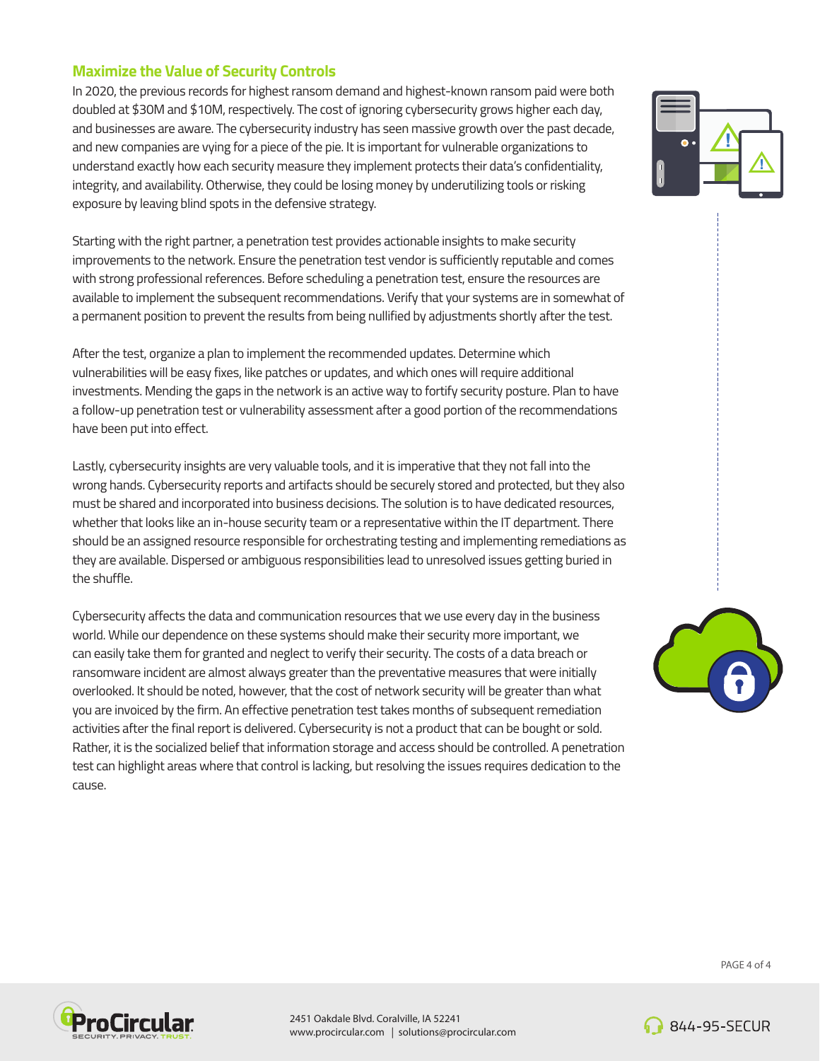## Maximize the Value of Security Controls

In 2020, the previous records for highest ransom demand and highest-known ransom paid were both doubled at $30M and $10M, respectively. The cost of ignoring cybersecurity grows higher each day, and businesses are aware. The cybersecurity industry has seen massive growth over the past decade, and new companies are vying for a piece of the pie. It is important for vulnerable organizations to understand exactly how each security measure they implement protects their data's confidentiality, integrity, and availability. Otherwise, they could be losing money by underutilizing tools or risking exposure by leaving blind spots in the defensive strategy.

Starting with the right partner, a penetration test provides actionable insights to make security improvements to the network. Ensure the penetration test vendor is sufficiently reputable and comes with strong professional references. Before scheduling a penetration test, ensure the resources are available to implement the subsequent recommendations. Verify that your systems are in somewhat of a permanent position to prevent the results from being nullified by adjustments shortly after the test.

After the test, organize a plan to implement the recommended updates. Determine which vulnerabilities will be easy fixes, like patches or updates, and which ones will require additional investments. Mending the gaps in the network is an active way to fortify security posture. Plan to have a follow-up penetration test or vulnerability assessment after a good portion of the recommendations have been put into effect.

Lastly, cybersecurity insights are very valuable tools, and it is imperative that they not fall into the wrong hands. Cybersecurity reports and artifacts should be securely stored and protected, but they also must be shared and incorporated into business decisions. The solution is to have dedicated resources, whether that looks like an in-house security team or a representative within the IT department. There should be an assigned resource responsible for orchestrating testing and implementing remediations as they are available. Dispersed or ambiguous responsibilities lead to unresolved issues getting buried in the shuffle.

Cybersecurity affects the data and communication resources that we use every day in the business world. While our dependence on these systems should make their security more important, we can easily take them for granted and neglect to verify their security. The costs of a data breach or ransomware incident are almost always greater than the preventative measures that were initially overlooked. It should be noted, however, that the cost of network security will be greater than what you are invoiced by the firm. An effective penetration test takes months of subsequent remediation activities after the final report is delivered. Cybersecurity is not a product that can be bought or sold. Rather, it is the socialized belief that information storage and access should be controlled. A penetration test can highlight areas where that control is lacking, but resolving the issues requires dedication to the cause.

ProCircular SECURITY. PRIVACY. TRUST.

2451 Oakdale Blvd. Coralville, IA 52241
www.procircular.com | solutions@procircular.com

844-95-SECUR